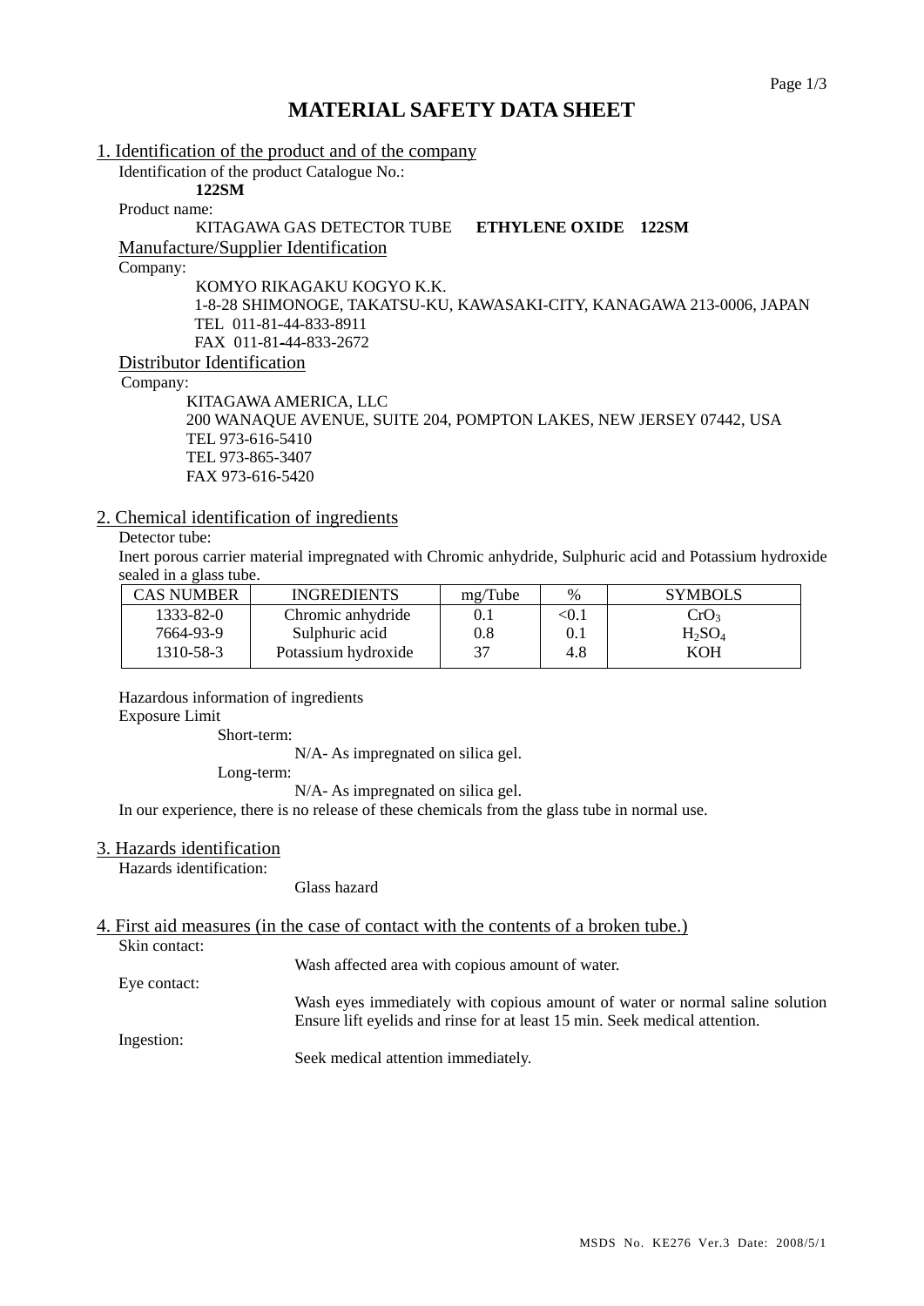# MATERIAL SAFETY DATA SHEET

## 1. Identification of the product and of the company

Identification of the product Catalogue No.:

**122SM**

Product name:

KITAGAWA GAS DETECTOR TUBE **ETHYLENE OXIDE 122SM**

### Manufacture/Supplier Identification

Company:

KOMYO RIKAGAKU KOGYO K.K.
1-8-28 SHIMONOGE, TAKATSU-KU, KAWASAKI-CITY, KANAGAWA 213-0006, JAPAN
TEL 011-81-44-833-8911
FAX 011-81-44-833-2672

### Distributor Identification

Company:

KITAGAWA AMERICA, LLC
200 WANAQUE AVENUE, SUITE 204, POMPTON LAKES, NEW JERSEY 07442, USA
TEL 973-616-5410
TEL 973-865-3407
FAX 973-616-5420

## 2. Chemical identification of ingredients

Detector tube:

Inert porous carrier material impregnated with Chromic anhydride, Sulphuric acid and Potassium hydroxide sealed in a glass tube.

| CAS NUMBER | INGREDIENTS | mg/Tube | % | SYMBOLS |
|---|---|---|---|---|
| 1333-82-0 | Chromic anhydride | 0.1 | <0.1 | $CrO_3$ |
| 7664-93-9 | Sulphuric acid | 0.8 | 0.1 | $H_2SO_4$ |
| 1310-58-3 | Potassium hydroxide | 37 | 4.8 | KOH |

Hazardous information of ingredients

Exposure Limit

Short-term:

N/A- As impregnated on silica gel.

Long-term:

N/A- As impregnated on silica gel.

In our experience, there is no release of these chemicals from the glass tube in normal use.

## 3. Hazards identification

Hazards identification:

Glass hazard

## 4. First aid measures (in the case of contact with the contents of a broken tube.)

Skin contact:

Wash affected area with copious amount of water.

Eye contact:

Wash eyes immediately with copious amount of water or normal saline solution Ensure lift eyelids and rinse for at least 15 min. Seek medical attention.

Ingestion:

Seek medical attention immediately.

MSDS No. KE276 Ver.3 Date: 2008/5/1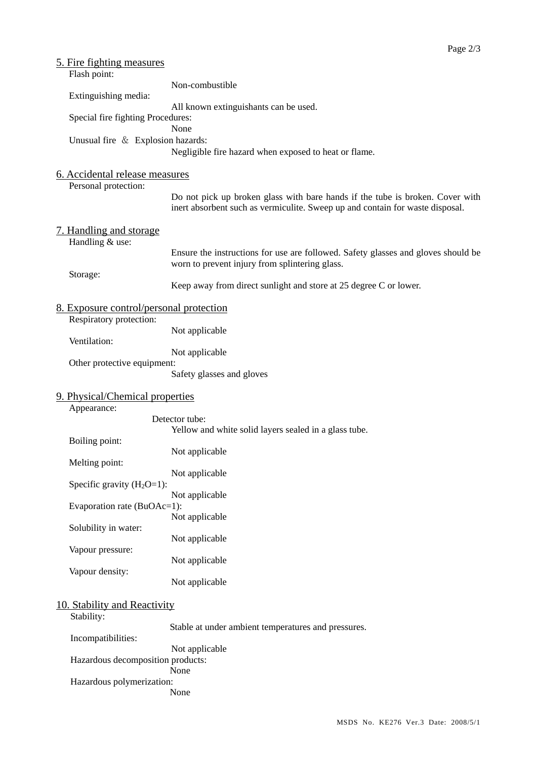## 5. Fire fighting measures

Flash point:

Non-combustible

Extinguishing media:

All known extinguishants can be used.

Special fire fighting Procedures:

None

Unusual fire ＆ Explosion hazards:

Negligible fire hazard when exposed to heat or flame.

## 6. Accidental release measures

Personal protection:

Do not pick up broken glass with bare hands if the tube is broken. Cover with inert absorbent such as vermiculite. Sweep up and contain for waste disposal.

## 7. Handling and storage

Handling & use:

Ensure the instructions for use are followed. Safety glasses and gloves should be worn to prevent injury from splintering glass.

Storage:

Keep away from direct sunlight and store at 25 degree C or lower.

## 8. Exposure control/personal protection

Respiratory protection:

Not applicable

Ventilation:

Not applicable

Other protective equipment:

Safety glasses and gloves

## 9. Physical/Chemical properties

Appearance:

Detector tube:

Yellow and white solid layers sealed in a glass tube.

Boiling point:

Not applicable

Melting point:

Not applicable

Specific gravity ($H_2O$=1):

Not applicable

Evaporation rate (BuOAc=1):

Not applicable

Solubility in water:

Not applicable

Vapour pressure:

Not applicable

Vapour density:

Not applicable

## 10. Stability and Reactivity

Stability:

Stable at under ambient temperatures and pressures.

Incompatibilities:

Not applicable

Hazardous decomposition products:

None

Hazardous polymerization:

None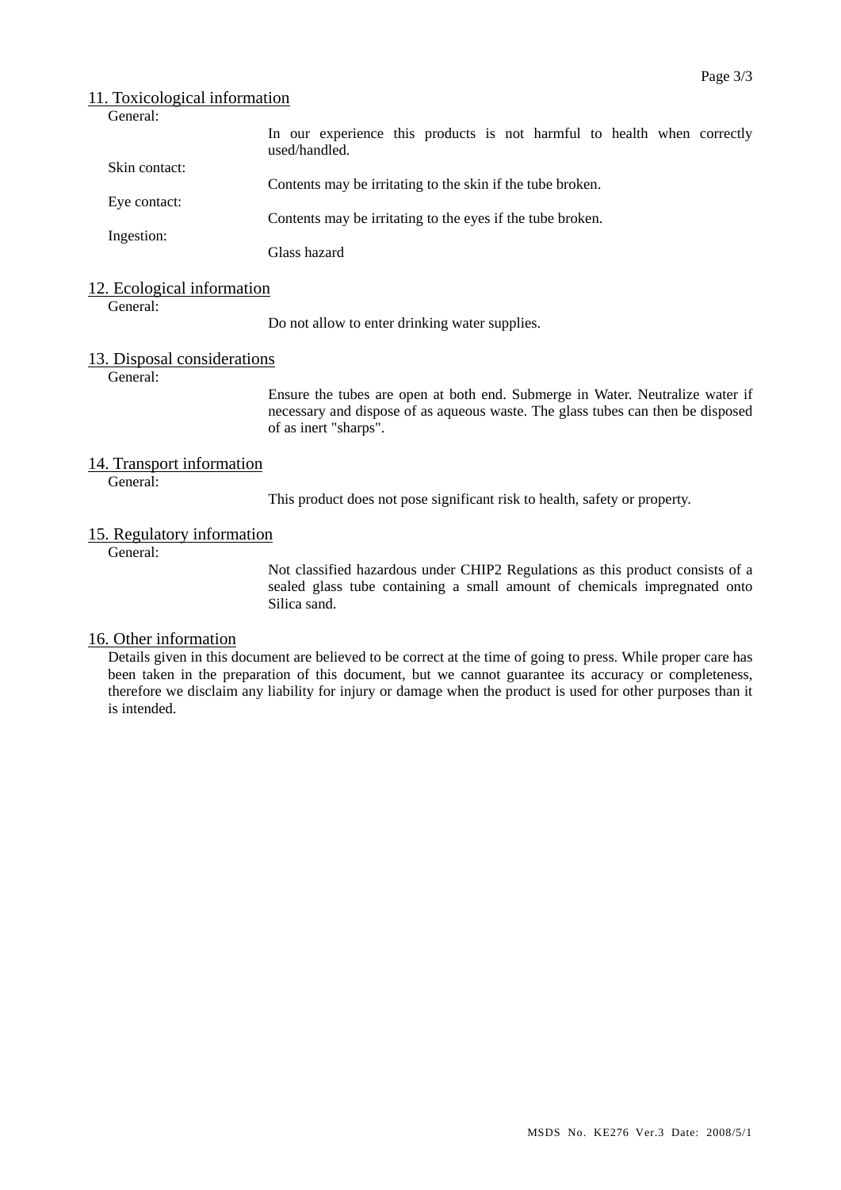## 11. Toxicological information

General:

In our experience this products is not harmful to health when correctly used/handled.

Skin contact:

Contents may be irritating to the skin if the tube broken.

Eye contact:

Contents may be irritating to the eyes if the tube broken.

Ingestion:

Glass hazard

## 12. Ecological information

General:

Do not allow to enter drinking water supplies.

## 13. Disposal considerations

General:

Ensure the tubes are open at both end. Submerge in Water. Neutralize water if necessary and dispose of as aqueous waste. The glass tubes can then be disposed of as inert "sharps".

## 14. Transport information

General:

This product does not pose significant risk to health, safety or property.

## 15. Regulatory information

General:

Not classified hazardous under CHIP2 Regulations as this product consists of a sealed glass tube containing a small amount of chemicals impregnated onto Silica sand.

## 16. Other information

Details given in this document are believed to be correct at the time of going to press. While proper care has been taken in the preparation of this document, but we cannot guarantee its accuracy or completeness, therefore we disclaim any liability for injury or damage when the product is used for other purposes than it is intended.